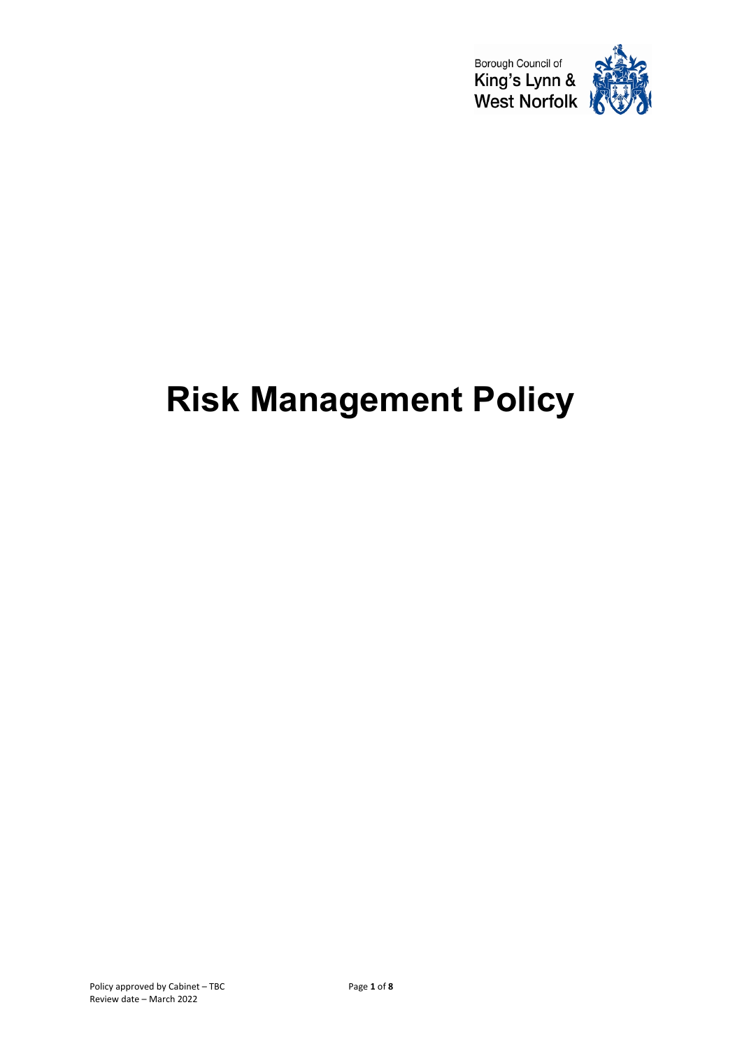Borough Council of
King's Lynn &
West Norfolk

# Risk Management Policy

Policy approved by Cabinet – TBC
Review date – March 2022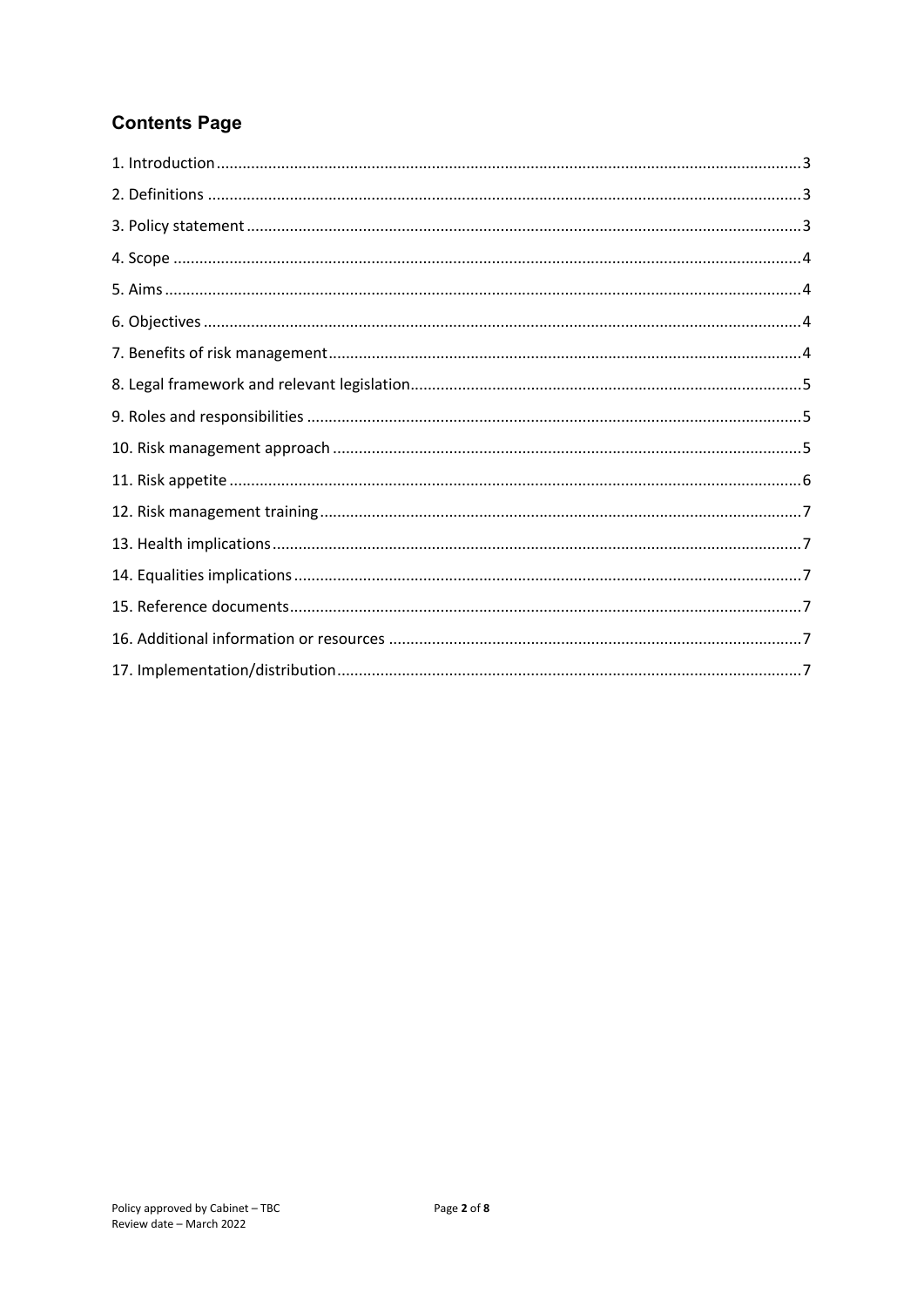## Contents Page

1. Introduction ........ 3
2. Definitions ........ 3
3. Policy statement ........ 3
4. Scope ........ 4
5. Aims ........ 4
6. Objectives ........ 4
7. Benefits of risk management ........ 4
8. Legal framework and relevant legislation ........ 5
9. Roles and responsibilities ........ 5
10. Risk management approach ........ 5
11. Risk appetite ........ 6
12. Risk management training ........ 7
13. Health implications ........ 7
14. Equalities implications ........ 7
15. Reference documents ........ 7
16. Additional information or resources ........ 7
17. Implementation/distribution ........ 7

Policy approved by Cabinet – TBC
Review date – March 2022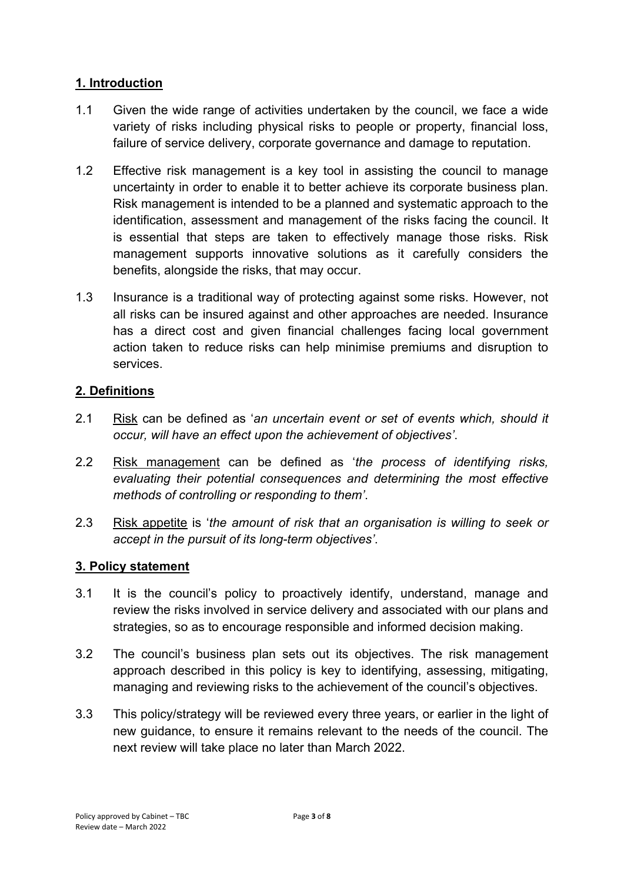## 1. Introduction

1.1 Given the wide range of activities undertaken by the council, we face a wide variety of risks including physical risks to people or property, financial loss, failure of service delivery, corporate governance and damage to reputation.

1.2 Effective risk management is a key tool in assisting the council to manage uncertainty in order to enable it to better achieve its corporate business plan. Risk management is intended to be a planned and systematic approach to the identification, assessment and management of the risks facing the council. It is essential that steps are taken to effectively manage those risks. Risk management supports innovative solutions as it carefully considers the benefits, alongside the risks, that may occur.

1.3 Insurance is a traditional way of protecting against some risks. However, not all risks can be insured against and other approaches are needed. Insurance has a direct cost and given financial challenges facing local government action taken to reduce risks can help minimise premiums and disruption to services.

## 2. Definitions

2.1 Risk can be defined as '*an uncertain event or set of events which, should it occur, will have an effect upon the achievement of objectives*'.

2.2 Risk management can be defined as '*the process of identifying risks, evaluating their potential consequences and determining the most effective methods of controlling or responding to them*'.

2.3 Risk appetite is '*the amount of risk that an organisation is willing to seek or accept in the pursuit of its long-term objectives*'.

## 3. Policy statement

3.1 It is the council's policy to proactively identify, understand, manage and review the risks involved in service delivery and associated with our plans and strategies, so as to encourage responsible and informed decision making.

3.2 The council's business plan sets out its objectives. The risk management approach described in this policy is key to identifying, assessing, mitigating, managing and reviewing risks to the achievement of the council's objectives.

3.3 This policy/strategy will be reviewed every three years, or earlier in the light of new guidance, to ensure it remains relevant to the needs of the council. The next review will take place no later than March 2022.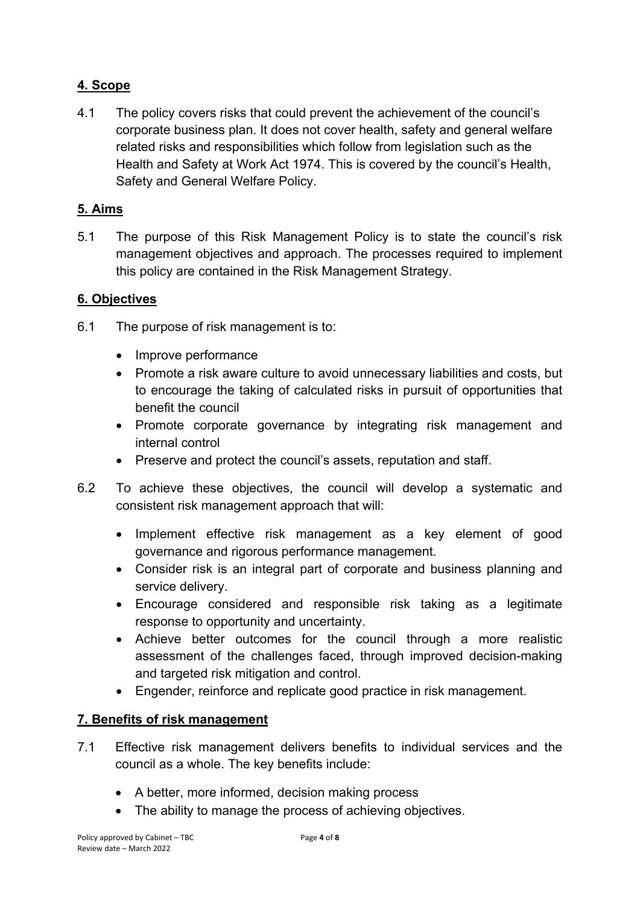## 4. Scope

4.1 The policy covers risks that could prevent the achievement of the council's corporate business plan. It does not cover health, safety and general welfare related risks and responsibilities which follow from legislation such as the Health and Safety at Work Act 1974. This is covered by the council's Health, Safety and General Welfare Policy.

## 5. Aims

5.1 The purpose of this Risk Management Policy is to state the council's risk management objectives and approach. The processes required to implement this policy are contained in the Risk Management Strategy.

## 6. Objectives

6.1 The purpose of risk management is to:

- Improve performance
- Promote a risk aware culture to avoid unnecessary liabilities and costs, but to encourage the taking of calculated risks in pursuit of opportunities that benefit the council
- Promote corporate governance by integrating risk management and internal control
- Preserve and protect the council's assets, reputation and staff.

6.2 To achieve these objectives, the council will develop a systematic and consistent risk management approach that will:

- Implement effective risk management as a key element of good governance and rigorous performance management.
- Consider risk is an integral part of corporate and business planning and service delivery.
- Encourage considered and responsible risk taking as a legitimate response to opportunity and uncertainty.
- Achieve better outcomes for the council through a more realistic assessment of the challenges faced, through improved decision-making and targeted risk mitigation and control.
- Engender, reinforce and replicate good practice in risk management.

## 7. Benefits of risk management

7.1 Effective risk management delivers benefits to individual services and the council as a whole. The key benefits include:

- A better, more informed, decision making process
- The ability to manage the process of achieving objectives.

Policy approved by Cabinet – TBC
Review date – March 2022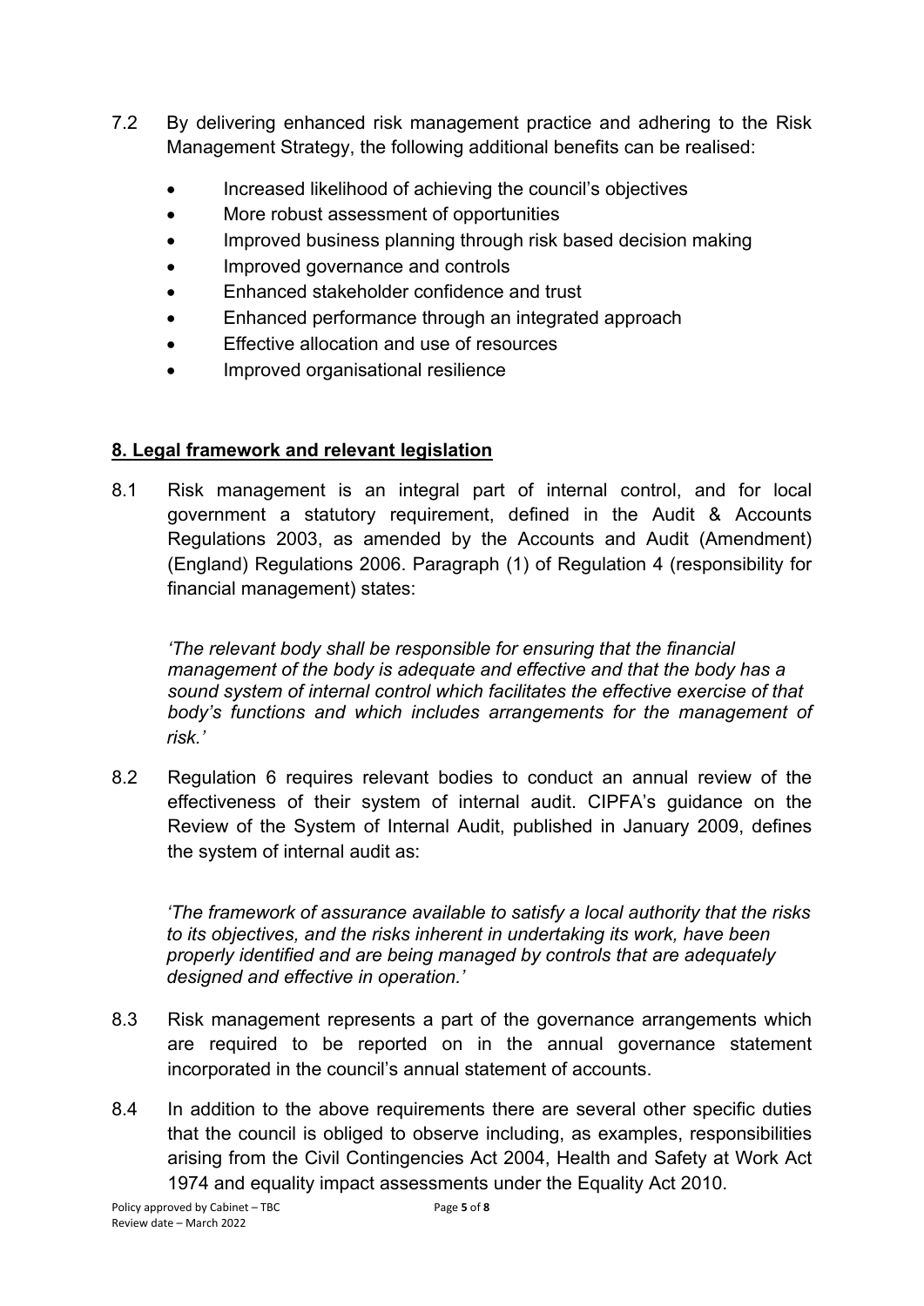7.2 By delivering enhanced risk management practice and adhering to the Risk Management Strategy, the following additional benefits can be realised:

- Increased likelihood of achieving the council's objectives
- More robust assessment of opportunities
- Improved business planning through risk based decision making
- Improved governance and controls
- Enhanced stakeholder confidence and trust
- Enhanced performance through an integrated approach
- Effective allocation and use of resources
- Improved organisational resilience

## 8. Legal framework and relevant legislation

8.1 Risk management is an integral part of internal control, and for local government a statutory requirement, defined in the Audit & Accounts Regulations 2003, as amended by the Accounts and Audit (Amendment) (England) Regulations 2006. Paragraph (1) of Regulation 4 (responsibility for financial management) states:

> *'The relevant body shall be responsible for ensuring that the financial management of the body is adequate and effective and that the body has a sound system of internal control which facilitates the effective exercise of that body's functions and which includes arrangements for the management of risk.'*

8.2 Regulation 6 requires relevant bodies to conduct an annual review of the effectiveness of their system of internal audit. CIPFA's guidance on the Review of the System of Internal Audit, published in January 2009, defines the system of internal audit as:

> *'The framework of assurance available to satisfy a local authority that the risks to its objectives, and the risks inherent in undertaking its work, have been properly identified and are being managed by controls that are adequately designed and effective in operation.'*

8.3 Risk management represents a part of the governance arrangements which are required to be reported on in the annual governance statement incorporated in the council's annual statement of accounts.

8.4 In addition to the above requirements there are several other specific duties that the council is obliged to observe including, as examples, responsibilities arising from the Civil Contingencies Act 2004, Health and Safety at Work Act 1974 and equality impact assessments under the Equality Act 2010.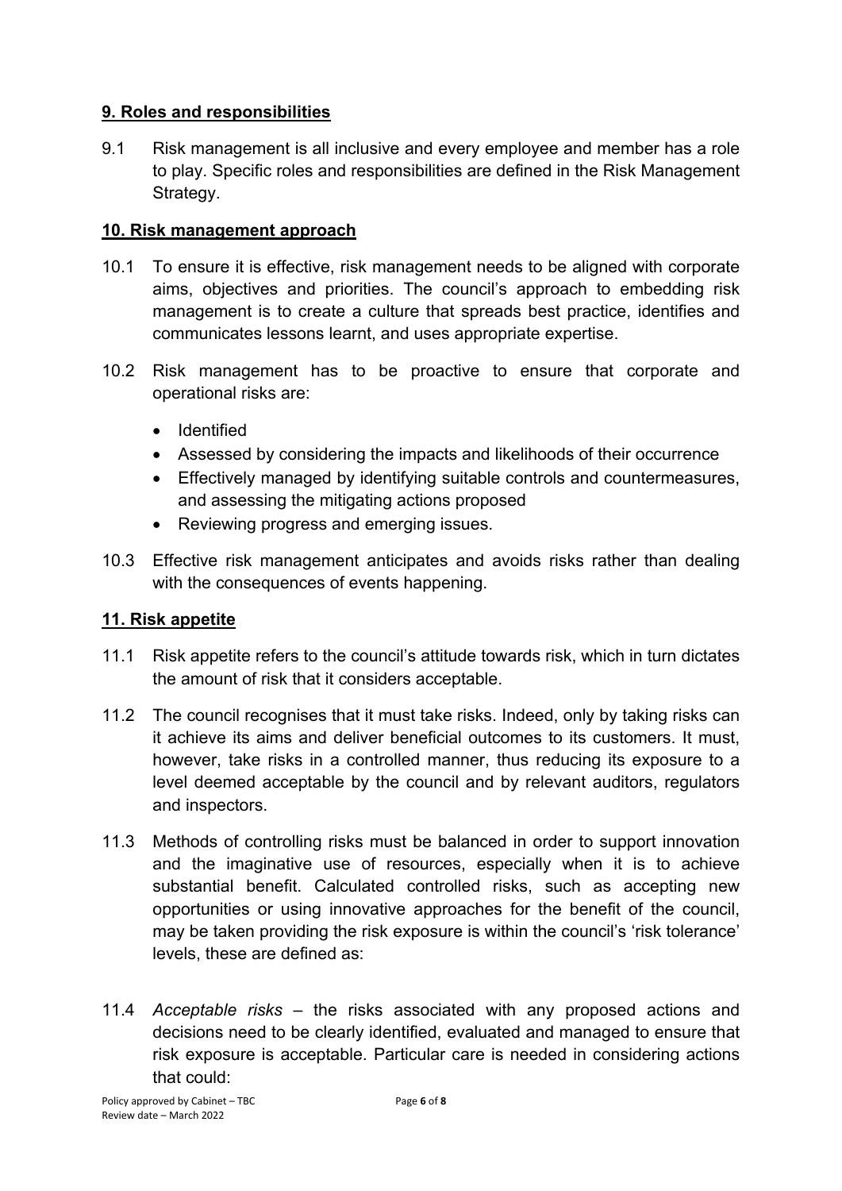## 9. Roles and responsibilities

9.1 Risk management is all inclusive and every employee and member has a role to play. Specific roles and responsibilities are defined in the Risk Management Strategy.

## 10. Risk management approach

10.1 To ensure it is effective, risk management needs to be aligned with corporate aims, objectives and priorities. The council's approach to embedding risk management is to create a culture that spreads best practice, identifies and communicates lessons learnt, and uses appropriate expertise.

10.2 Risk management has to be proactive to ensure that corporate and operational risks are:

- Identified
- Assessed by considering the impacts and likelihoods of their occurrence
- Effectively managed by identifying suitable controls and countermeasures, and assessing the mitigating actions proposed
- Reviewing progress and emerging issues.

10.3 Effective risk management anticipates and avoids risks rather than dealing with the consequences of events happening.

## 11. Risk appetite

11.1 Risk appetite refers to the council's attitude towards risk, which in turn dictates the amount of risk that it considers acceptable.

11.2 The council recognises that it must take risks. Indeed, only by taking risks can it achieve its aims and deliver beneficial outcomes to its customers. It must, however, take risks in a controlled manner, thus reducing its exposure to a level deemed acceptable by the council and by relevant auditors, regulators and inspectors.

11.3 Methods of controlling risks must be balanced in order to support innovation and the imaginative use of resources, especially when it is to achieve substantial benefit. Calculated controlled risks, such as accepting new opportunities or using innovative approaches for the benefit of the council, may be taken providing the risk exposure is within the council's 'risk tolerance' levels, these are defined as:

11.4 *Acceptable risks* – the risks associated with any proposed actions and decisions need to be clearly identified, evaluated and managed to ensure that risk exposure is acceptable. Particular care is needed in considering actions that could:

Policy approved by Cabinet – TBC
Review date – March 2022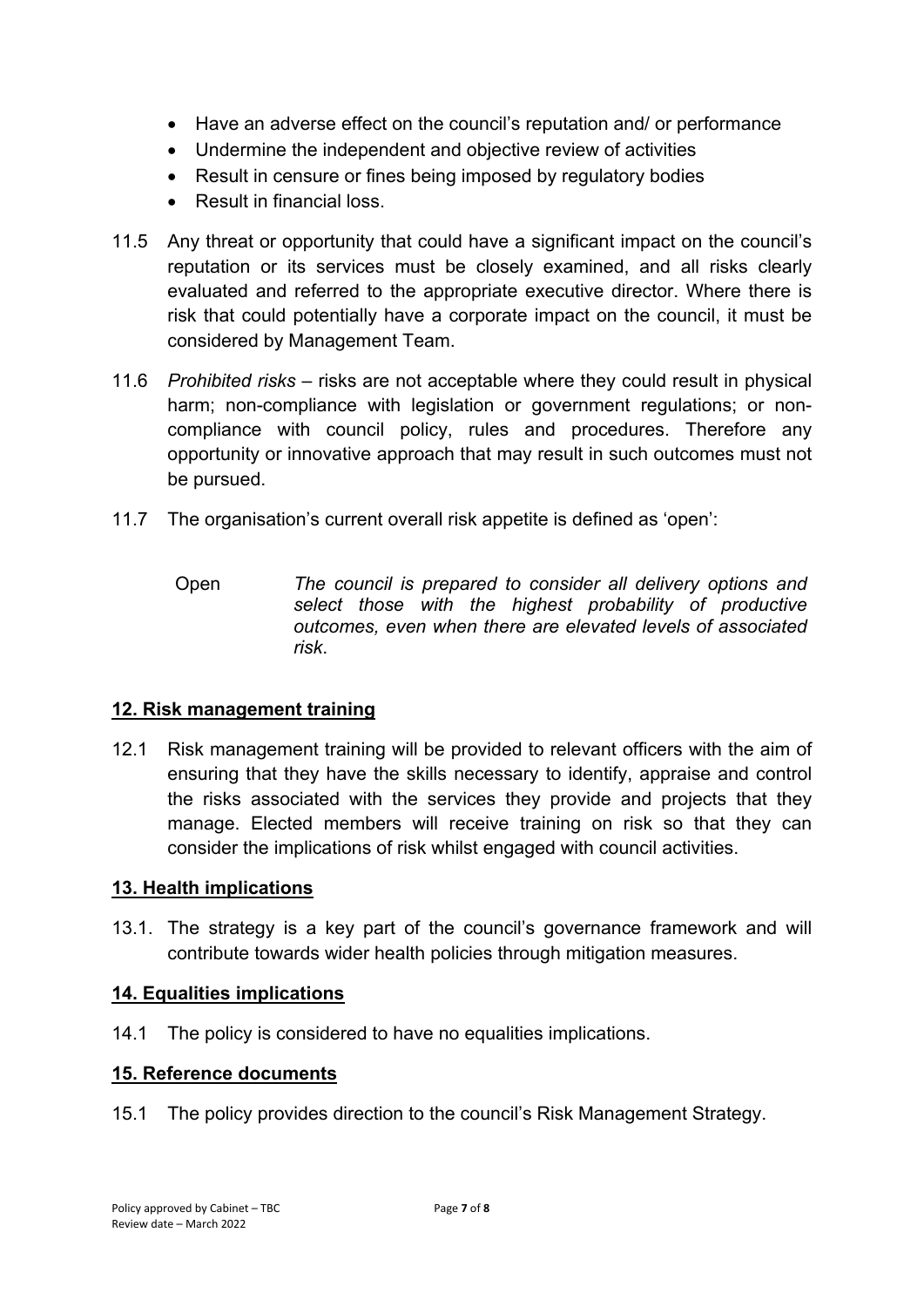- Have an adverse effect on the council's reputation and/ or performance
- Undermine the independent and objective review of activities
- Result in censure or fines being imposed by regulatory bodies
- Result in financial loss.

11.5 Any threat or opportunity that could have a significant impact on the council's reputation or its services must be closely examined, and all risks clearly evaluated and referred to the appropriate executive director. Where there is risk that could potentially have a corporate impact on the council, it must be considered by Management Team.

11.6 *Prohibited risks* – risks are not acceptable where they could result in physical harm; non-compliance with legislation or government regulations; or non-compliance with council policy, rules and procedures. Therefore any opportunity or innovative approach that may result in such outcomes must not be pursued.

11.7 The organisation's current overall risk appetite is defined as 'open':

| | |
|---|---|
| Open | *The council is prepared to consider all delivery options and select those with the highest probability of productive outcomes, even when there are elevated levels of associated risk*. |

## 12. Risk management training

12.1 Risk management training will be provided to relevant officers with the aim of ensuring that they have the skills necessary to identify, appraise and control the risks associated with the services they provide and projects that they manage. Elected members will receive training on risk so that they can consider the implications of risk whilst engaged with council activities.

## 13. Health implications

13.1. The strategy is a key part of the council's governance framework and will contribute towards wider health policies through mitigation measures.

## 14. Equalities implications

14.1 The policy is considered to have no equalities implications.

## 15. Reference documents

15.1 The policy provides direction to the council's Risk Management Strategy.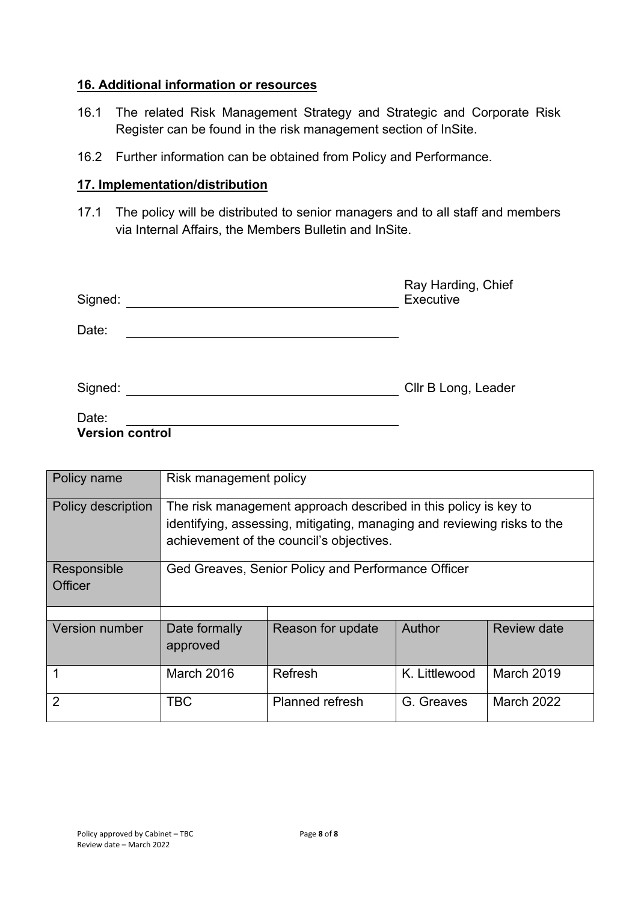## 16. Additional information or resources

16.1 The related Risk Management Strategy and Strategic and Corporate Risk Register can be found in the risk management section of InSite.

16.2 Further information can be obtained from Policy and Performance.

## 17. Implementation/distribution

17.1 The policy will be distributed to senior managers and to all staff and members via Internal Affairs, the Members Bulletin and InSite.

Signed: ______________________________ Ray Harding, Chief Executive

Date: ______________________________

Signed: ______________________________ Cllr B Long, Leader

Date: ______________________________

**Version control**

| | | | | |
|---|---|---|---|---|
| Policy name | Risk management policy | | | |
| Policy description | The risk management approach described in this policy is key to identifying, assessing, mitigating, managing and reviewing risks to the achievement of the council's objectives. | | | |
| Responsible Officer | Ged Greaves, Senior Policy and Performance Officer | | | |
| | | | | |
| Version number | Date formally approved | Reason for update | Author | Review date |
| 1 | March 2016 | Refresh | K. Littlewood | March 2019 |
| 2 | TBC | Planned refresh | G. Greaves | March 2022 |

Policy approved by Cabinet – TBC
Review date – March 2022